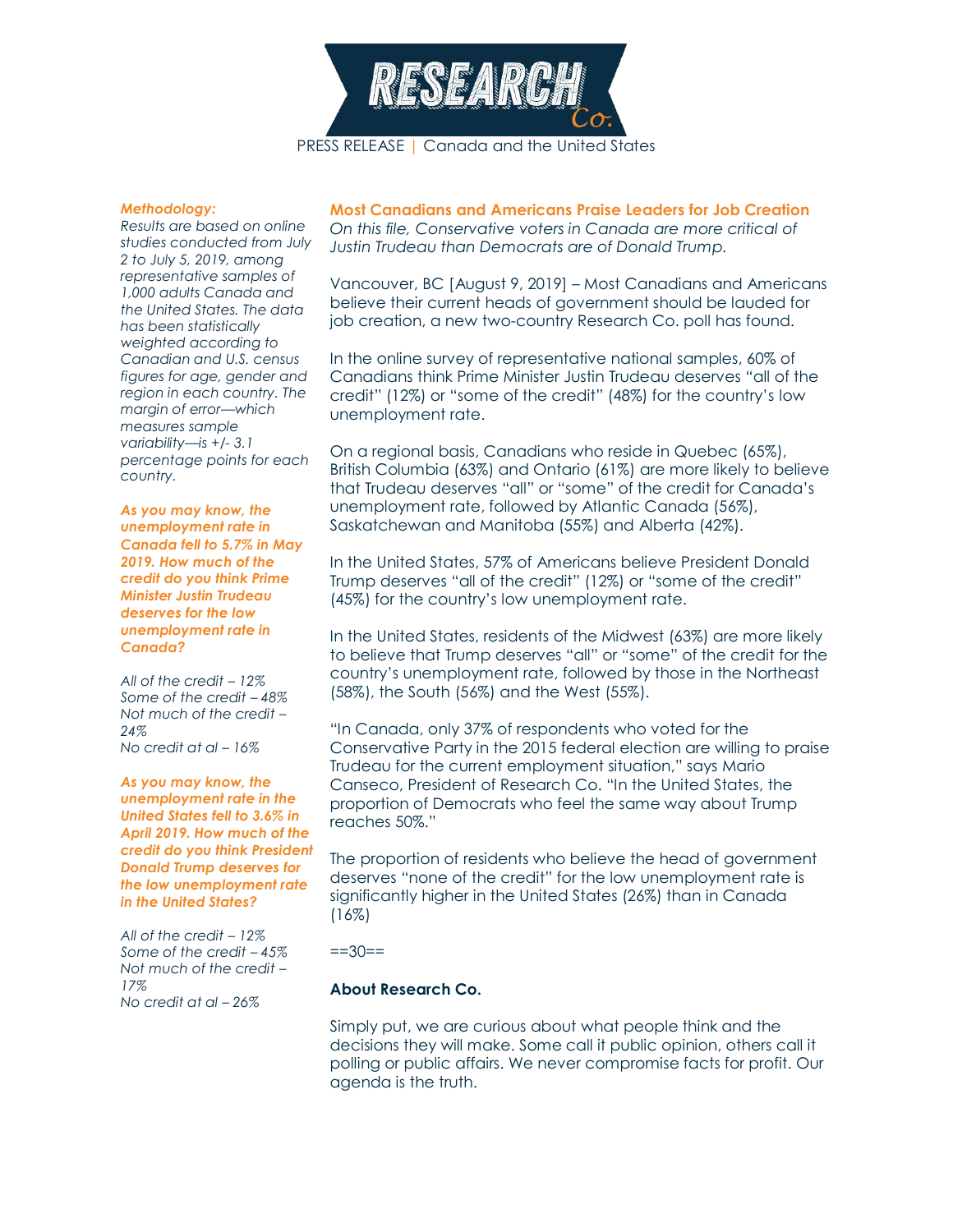PRESS RELEASE | Canada and the United States

## Most Canadians and Americans Praise Leaders for Job Creation

*On this file, Conservative voters in Canada are more critical of Justin Trudeau than Democrats are of Donald Trump.*

Vancouver, BC [August 9, 2019] – Most Canadians and Americans believe their current heads of government should be lauded for job creation, a new two-country Research Co. poll has found.

In the online survey of representative national samples, 60% of Canadians think Prime Minister Justin Trudeau deserves "all of the credit" (12%) or "some of the credit" (48%) for the country's low unemployment rate.

On a regional basis, Canadians who reside in Quebec (65%), British Columbia (63%) and Ontario (61%) are more likely to believe that Trudeau deserves "all" or "some" of the credit for Canada's unemployment rate, followed by Atlantic Canada (56%), Saskatchewan and Manitoba (55%) and Alberta (42%).

In the United States, 57% of Americans believe President Donald Trump deserves "all of the credit" (12%) or "some of the credit" (45%) for the country's low unemployment rate.

In the United States, residents of the Midwest (63%) are more likely to believe that Trump deserves "all" or "some" of the credit for the country's unemployment rate, followed by those in the Northeast (58%), the South (56%) and the West (55%).

"In Canada, only 37% of respondents who voted for the Conservative Party in the 2015 federal election are willing to praise Trudeau for the current employment situation," says Mario Canseco, President of Research Co. "In the United States, the proportion of Democrats who feel the same way about Trump reaches 50%."

The proportion of residents who believe the head of government deserves "none of the credit" for the low unemployment rate is significantly higher in the United States (26%) than in Canada (16%)

==30==

### About Research Co.

Simply put, we are curious about what people think and the decisions they will make. Some call it public opinion, others call it polling or public affairs. We never compromise facts for profit. Our agenda is the truth.

***Methodology:***

*Results are based on online studies conducted from July 2 to July 5, 2019, among representative samples of 1,000 adults Canada and the United States. The data has been statistically weighted according to Canadian and U.S. census figures for age, gender and region in each country. The margin of error—which measures sample variability—is +/- 3.1 percentage points for each country.*

***As you may know, the unemployment rate in Canada fell to 5.7% in May 2019. How much of the credit do you think Prime Minister Justin Trudeau deserves for the low unemployment rate in Canada?***

*All of the credit – 12%*
*Some of the credit – 48%*
*Not much of the credit – 24%*
*No credit at al – 16%*

***As you may know, the unemployment rate in the United States fell to 3.6% in April 2019. How much of the credit do you think President Donald Trump deserves for the low unemployment rate in the United States?***

*All of the credit – 12%*
*Some of the credit – 45%*
*Not much of the credit – 17%*
*No credit at al – 26%*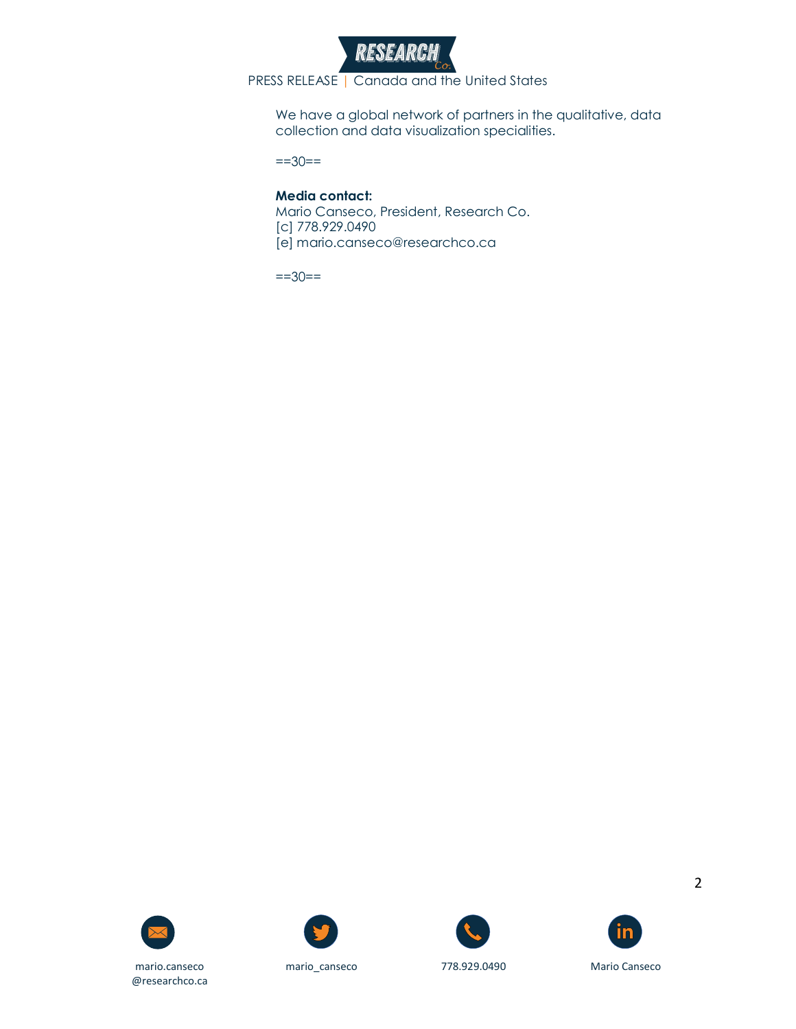We have a global network of partners in the qualitative, data collection and data visualization specialities.

==30==

**Media contact:**
Mario Canseco, President, Research Co.
[c] 778.929.0490
[e] mario.canseco@researchco.ca

==30==